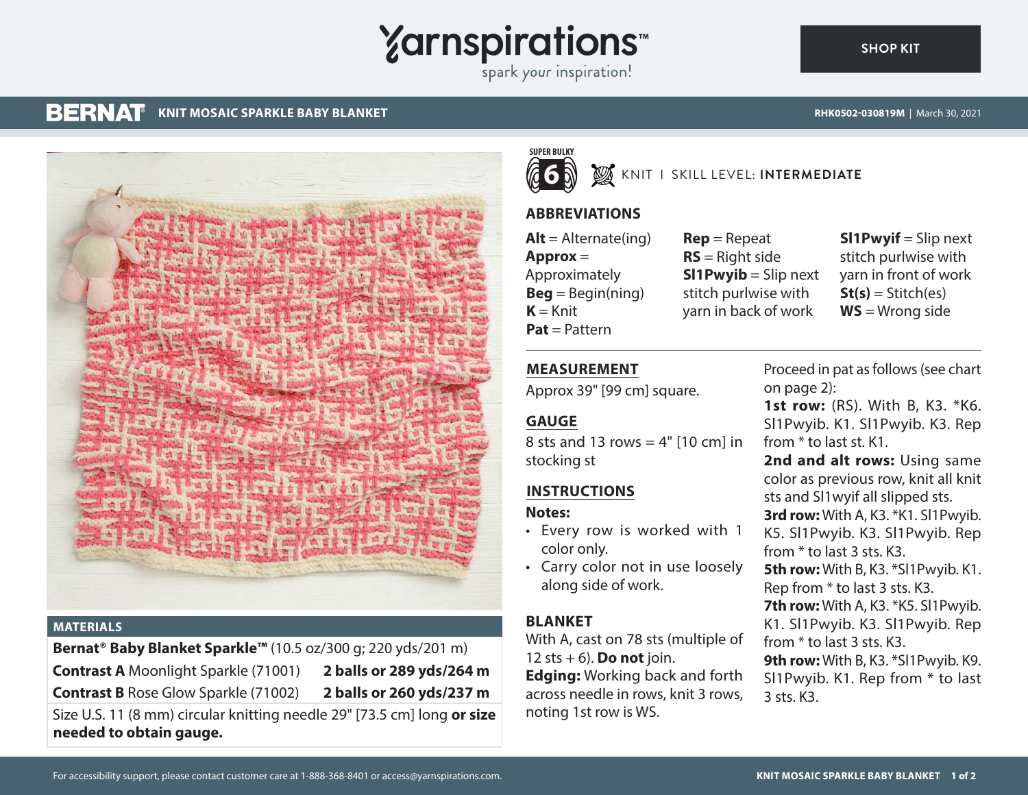Yarnspirations™

spark your inspiration!

SHOP KIT

BERNAT® **KNIT MOSAIC SPARKLE BABY BLANKET**

RHK0502-030819M | March 30, 2021

SUPER BULKY 6

KNIT | SKILL LEVEL: **INTERMEDIATE**

## ABBREVIATIONS

**Alt** = Alternate(ing)
**Approx** = Approximately
**Beg** = Begin(ning)
**K** = Knit
**Pat** = Pattern
**Rep** = Repeat
**RS** = Right side
**Sl1Pwyib** = Slip next stitch purlwise with yarn in back of work
**Sl1Pwyif** = Slip next stitch purlwise with yarn in front of work
**St(s)** = Stitch(es)
**WS** = Wrong side

## MATERIALS

**Bernat® Baby Blanket Sparkle™** (10.5 oz/300 g; 220 yds/201 m)

| | |
|---|---|
| **Contrast A** Moonlight Sparkle (71001) | **2 balls or 289 yds/264 m** |
| **Contrast B** Rose Glow Sparkle (71002) | **2 balls or 260 yds/237 m** |

Size U.S. 11 (8 mm) circular knitting needle 29" [73.5 cm] long **or size needed to obtain gauge.**

## MEASUREMENT

Approx 39" [99 cm] square.

## GAUGE

8 sts and 13 rows = 4" [10 cm] in stocking st

## INSTRUCTIONS

**Notes:**

- Every row is worked with 1 color only.
- Carry color not in use loosely along side of work.

## BLANKET

With A, cast on 78 sts (multiple of 12 sts + 6). **Do not** join.

**Edging:** Working back and forth across needle in rows, knit 3 rows, noting 1st row is WS.

Proceed in pat as follows (see chart on page 2):

**1st row:** (RS). With B, K3. *K6. Sl1Pwyib. K1. Sl1Pwyib. K3. Rep from * to last st. K1.

**2nd and alt rows:** Using same color as previous row, knit all knit sts and Sl1wyif all slipped sts.

**3rd row:** With A, K3. *K1. Sl1Pwyib. K5. Sl1Pwyib. K3. Sl1Pwyib. Rep from * to last 3 sts. K3.

**5th row:** With B, K3. *Sl1Pwyib. K1. Rep from * to last 3 sts. K3.

**7th row:** With A, K3. *K5. Sl1Pwyib. K1. Sl1Pwyib. K3. Sl1Pwyib. Rep from * to last 3 sts. K3.

**9th row:** With B, K3. *Sl1Pwyib. K9. Sl1Pwyib. K1. Rep from * to last 3 sts. K3.

For accessibility support, please contact customer care at 1-888-368-8401 or access@yarnspirations.com.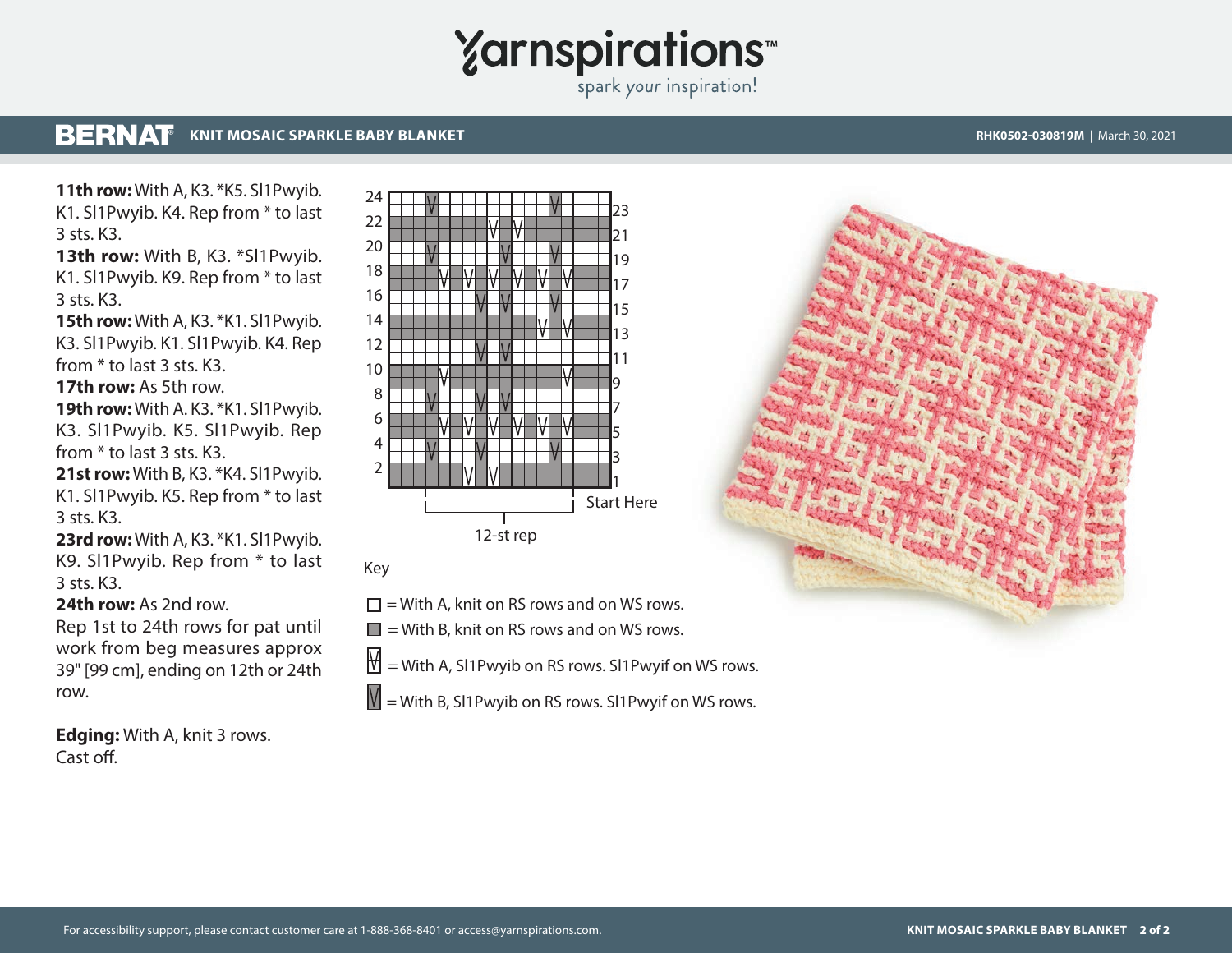**11th row:** With A, K3. *K5. Sl1Pwyib. K1. Sl1Pwyib. K4. Rep from * to last 3 sts. K3.

**13th row:** With B, K3. *Sl1Pwyib. K1. Sl1Pwyib. K9. Rep from * to last 3 sts. K3.

**15th row:** With A, K3. *K1. Sl1Pwyib. K3. Sl1Pwyib. K1. Sl1Pwyib. K4. Rep from * to last 3 sts. K3.

**17th row:** As 5th row.

**19th row:** With A. K3. *K1. Sl1Pwyib. K3. Sl1Pwyib. K5. Sl1Pwyib. Rep from * to last 3 sts. K3.

**21st row:** With B, K3. *K4. Sl1Pwyib. K1. Sl1Pwyib. K5. Rep from * to last 3 sts. K3.

**23rd row:** With A, K3. *K1. Sl1Pwyib. K9. Sl1Pwyib. Rep from * to last 3 sts. K3.

**24th row:** As 2nd row.

Rep 1st to 24th rows for pat until work from beg measures approx 39" [99 cm], ending on 12th or 24th row.

**Edging:** With A, knit 3 rows.
Cast off.

24
22
20
18
16
14
12
10
8
6
4
2

23
21
19
17
15
13
11
9
7
5
3
1

Start Here

12-st rep

Key

☐ = With A, knit on RS rows and on WS rows.

■ = With B, knit on RS rows and on WS rows.

V = With A, Sl1Pwyib on RS rows. Sl1Pwyif on WS rows.

V = With B, Sl1Pwyib on RS rows. Sl1Pwyif on WS rows.